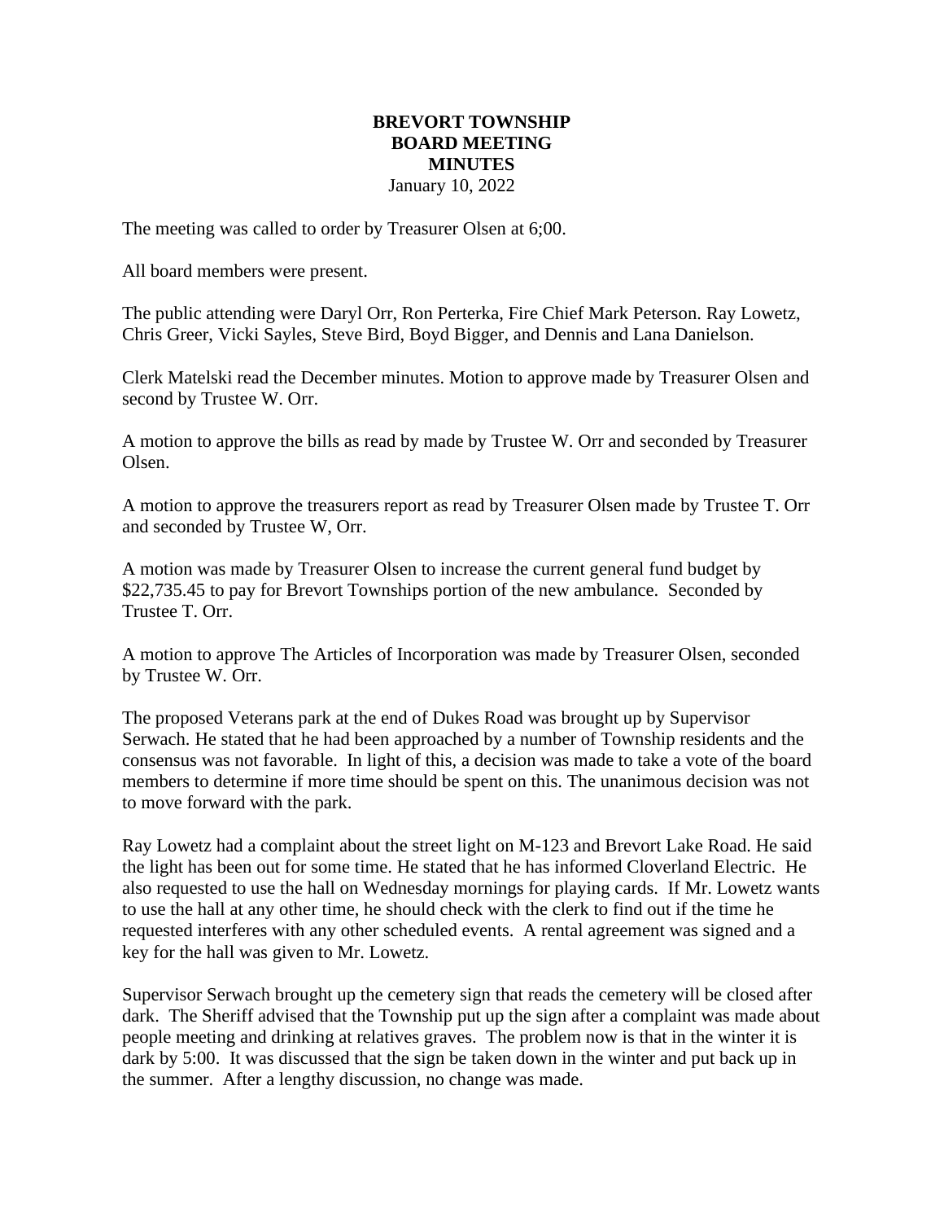# BREVORT TOWNSHIP
## BOARD MEETING
## MINUTES

January 10, 2022

The meeting was called to order by Treasurer Olsen at 6;00.

All board members were present.

The public attending were Daryl Orr, Ron Perterka, Fire Chief Mark Peterson. Ray Lowetz, Chris Greer, Vicki Sayles, Steve Bird, Boyd Bigger, and Dennis and Lana Danielson.

Clerk Matelski read the December minutes. Motion to approve made by Treasurer Olsen and second by Trustee W. Orr.

A motion to approve the bills as read by made by Trustee W. Orr and seconded by Treasurer Olsen.

A motion to approve the treasurers report as read by Treasurer Olsen made by Trustee T. Orr and seconded by Trustee W, Orr.

A motion was made by Treasurer Olsen to increase the current general fund budget by $22,735.45 to pay for Brevort Townships portion of the new ambulance. Seconded by Trustee T. Orr.

A motion to approve The Articles of Incorporation was made by Treasurer Olsen, seconded by Trustee W. Orr.

The proposed Veterans park at the end of Dukes Road was brought up by Supervisor Serwach. He stated that he had been approached by a number of Township residents and the consensus was not favorable. In light of this, a decision was made to take a vote of the board members to determine if more time should be spent on this. The unanimous decision was not to move forward with the park.

Ray Lowetz had a complaint about the street light on M-123 and Brevort Lake Road. He said the light has been out for some time. He stated that he has informed Cloverland Electric. He also requested to use the hall on Wednesday mornings for playing cards. If Mr. Lowetz wants to use the hall at any other time, he should check with the clerk to find out if the time he requested interferes with any other scheduled events. A rental agreement was signed and a key for the hall was given to Mr. Lowetz.

Supervisor Serwach brought up the cemetery sign that reads the cemetery will be closed after dark. The Sheriff advised that the Township put up the sign after a complaint was made about people meeting and drinking at relatives graves. The problem now is that in the winter it is dark by 5:00. It was discussed that the sign be taken down in the winter and put back up in the summer. After a lengthy discussion, no change was made.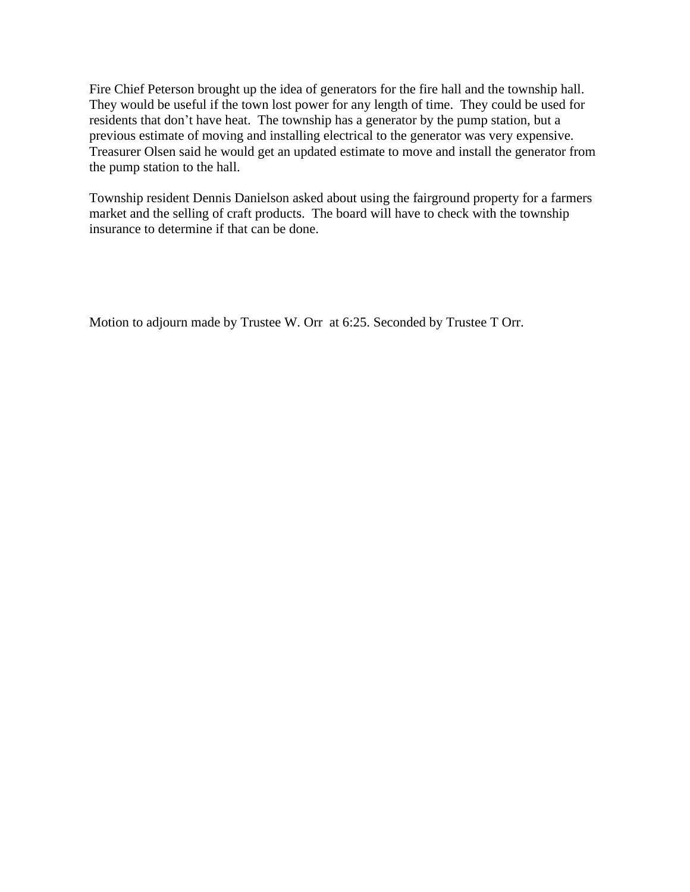Fire Chief Peterson brought up the idea of generators for the fire hall and the township hall. They would be useful if the town lost power for any length of time. They could be used for residents that don't have heat. The township has a generator by the pump station, but a previous estimate of moving and installing electrical to the generator was very expensive. Treasurer Olsen said he would get an updated estimate to move and install the generator from the pump station to the hall.

Township resident Dennis Danielson asked about using the fairground property for a farmers market and the selling of craft products. The board will have to check with the township insurance to determine if that can be done.

Motion to adjourn made by Trustee W. Orr at 6:25. Seconded by Trustee T Orr.